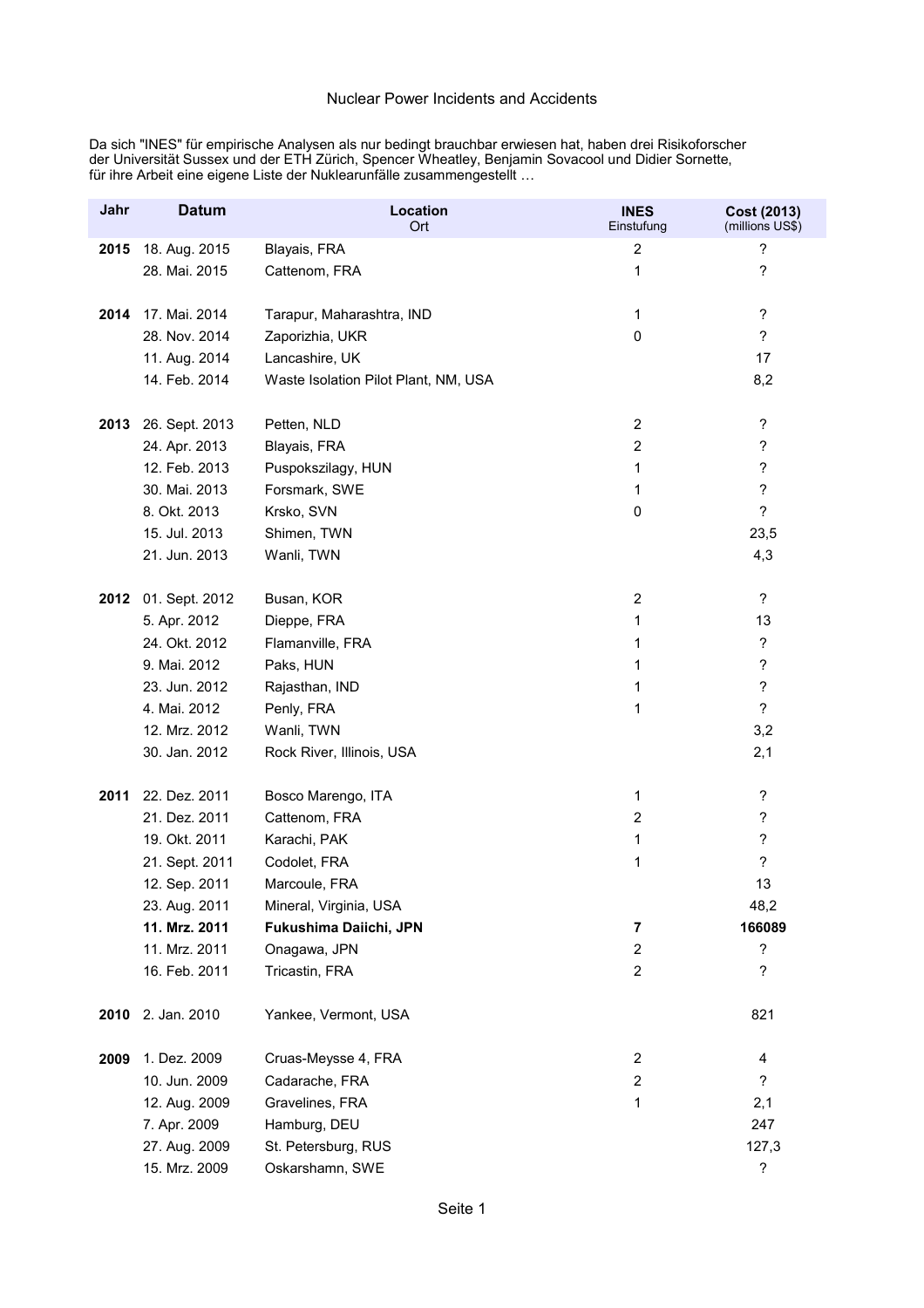Nuclear Power Incidents and Accidents

Da sich "INES" für empirische Analysen als nur bedingt brauchbar erwiesen hat, haben drei Risikoforscher der Universität Sussex und der ETH Zürich, Spencer Wheatley, Benjamin Sovacool und Didier Sornette, für ihre Arbeit eine eigene Liste der Nuklearunfälle zusammengestellt …

| Jahr | Datum | Location Ort | INES Einstufung | Cost (2013) (millions US$) |
|---|---|---|---|---|
| **2015** | 18. Aug. 2015 | Blayais, FRA | 2 | ? |
| | 28. Mai. 2015 | Cattenom, FRA | 1 | ? |
| **2014** | 17. Mai. 2014 | Tarapur, Maharashtra, IND | 1 | ? |
| | 28. Nov. 2014 | Zaporizhia, UKR | 0 | ? |
| | 11. Aug. 2014 | Lancashire, UK | | 17 |
| | 14. Feb. 2014 | Waste Isolation Pilot Plant, NM, USA | | 8,2 |
| **2013** | 26. Sept. 2013 | Petten, NLD | 2 | ? |
| | 24. Apr. 2013 | Blayais, FRA | 2 | ? |
| | 12. Feb. 2013 | Puspokszilagy, HUN | 1 | ? |
| | 30. Mai. 2013 | Forsmark, SWE | 1 | ? |
| | 8. Okt. 2013 | Krsko, SVN | 0 | ? |
| | 15. Jul. 2013 | Shimen, TWN | | 23,5 |
| | 21. Jun. 2013 | Wanli, TWN | | 4,3 |
| **2012** | 01. Sept. 2012 | Busan, KOR | 2 | ? |
| | 5. Apr. 2012 | Dieppe, FRA | 1 | 13 |
| | 24. Okt. 2012 | Flamanville, FRA | 1 | ? |
| | 9. Mai. 2012 | Paks, HUN | 1 | ? |
| | 23. Jun. 2012 | Rajasthan, IND | 1 | ? |
| | 4. Mai. 2012 | Penly, FRA | 1 | ? |
| | 12. Mrz. 2012 | Wanli, TWN | | 3,2 |
| | 30. Jan. 2012 | Rock River, Illinois, USA | | 2,1 |
| **2011** | 22. Dez. 2011 | Bosco Marengo, ITA | 1 | ? |
| | 21. Dez. 2011 | Cattenom, FRA | 2 | ? |
| | 19. Okt. 2011 | Karachi, PAK | 1 | ? |
| | 21. Sept. 2011 | Codolet, FRA | 1 | ? |
| | 12. Sep. 2011 | Marcoule, FRA | | 13 |
| | 23. Aug. 2011 | Mineral, Virginia, USA | | 48,2 |
| | **11. Mrz. 2011** | **Fukushima Daiichi, JPN** | **7** | **166089** |
| | 11. Mrz. 2011 | Onagawa, JPN | 2 | ? |
| | 16. Feb. 2011 | Tricastin, FRA | 2 | ? |
| **2010** | 2. Jan. 2010 | Yankee, Vermont, USA | | 821 |
| **2009** | 1. Dez. 2009 | Cruas-Meysse 4, FRA | 2 | 4 |
| | 10. Jun. 2009 | Cadarache, FRA | 2 | ? |
| | 12. Aug. 2009 | Gravelines, FRA | 1 | 2,1 |
| | 7. Apr. 2009 | Hamburg, DEU | | 247 |
| | 27. Aug. 2009 | St. Petersburg, RUS | | 127,3 |
| | 15. Mrz. 2009 | Oskarshamn, SWE | | ? |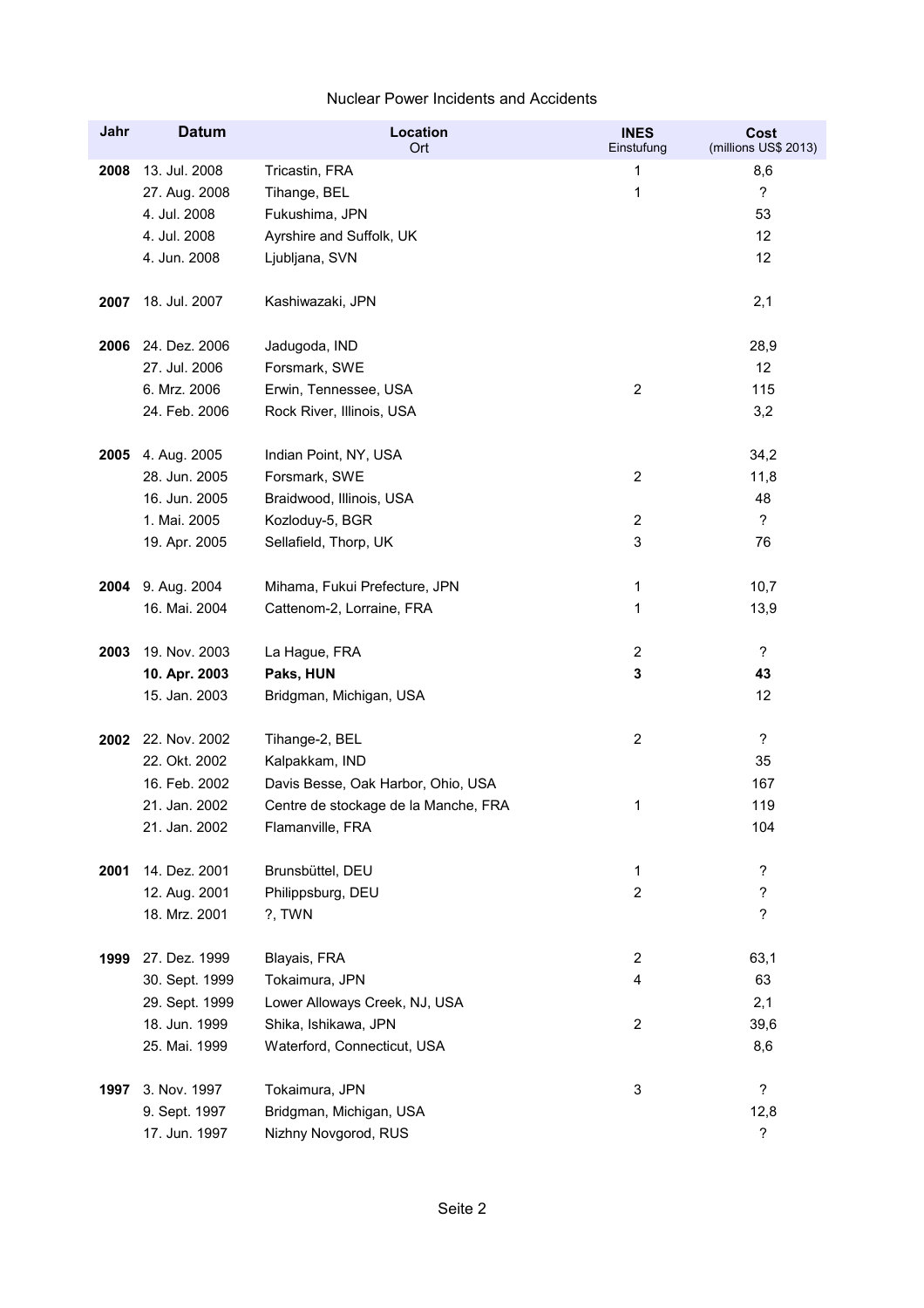Nuclear Power Incidents and Accidents

| Jahr | Datum | Location<br>Ort | INES<br>Einstufung | Cost<br>(millions US$ 2013) |
|---|---|---|---|---|
| **2008** | 13. Jul. 2008 | Tricastin, FRA | 1 | 8,6 |
| | 27. Aug. 2008 | Tihange, BEL | 1 | ? |
| | 4. Jul. 2008 | Fukushima, JPN | | 53 |
| | 4. Jul. 2008 | Ayrshire and Suffolk, UK | | 12 |
| | 4. Jun. 2008 | Ljubljana, SVN | | 12 |
| **2007** | 18. Jul. 2007 | Kashiwazaki, JPN | | 2,1 |
| **2006** | 24. Dez. 2006 | Jadugoda, IND | | 28,9 |
| | 27. Jul. 2006 | Forsmark, SWE | | 12 |
| | 6. Mrz. 2006 | Erwin, Tennessee, USA | 2 | 115 |
| | 24. Feb. 2006 | Rock River, Illinois, USA | | 3,2 |
| **2005** | 4. Aug. 2005 | Indian Point, NY, USA | | 34,2 |
| | 28. Jun. 2005 | Forsmark, SWE | 2 | 11,8 |
| | 16. Jun. 2005 | Braidwood, Illinois, USA | | 48 |
| | 1. Mai. 2005 | Kozloduy-5, BGR | 2 | ? |
| | 19. Apr. 2005 | Sellafield, Thorp, UK | 3 | 76 |
| **2004** | 9. Aug. 2004 | Mihama, Fukui Prefecture, JPN | 1 | 10,7 |
| | 16. Mai. 2004 | Cattenom-2, Lorraine, FRA | 1 | 13,9 |
| **2003** | 19. Nov. 2003 | La Hague, FRA | 2 | ? |
| | **10. Apr. 2003** | **Paks, HUN** | **3** | **43** |
| | 15. Jan. 2003 | Bridgman, Michigan, USA | | 12 |
| **2002** | 22. Nov. 2002 | Tihange-2, BEL | 2 | ? |
| | 22. Okt. 2002 | Kalpakkam, IND | | 35 |
| | 16. Feb. 2002 | Davis Besse, Oak Harbor, Ohio, USA | | 167 |
| | 21. Jan. 2002 | Centre de stockage de la Manche, FRA | 1 | 119 |
| | 21. Jan. 2002 | Flamanville, FRA | | 104 |
| **2001** | 14. Dez. 2001 | Brunsbüttel, DEU | 1 | ? |
| | 12. Aug. 2001 | Philippsburg, DEU | 2 | ? |
| | 18. Mrz. 2001 | ?, TWN | | ? |
| **1999** | 27. Dez. 1999 | Blayais, FRA | 2 | 63,1 |
| | 30. Sept. 1999 | Tokaimura, JPN | 4 | 63 |
| | 29. Sept. 1999 | Lower Alloways Creek, NJ, USA | | 2,1 |
| | 18. Jun. 1999 | Shika, Ishikawa, JPN | 2 | 39,6 |
| | 25. Mai. 1999 | Waterford, Connecticut, USA | | 8,6 |
| **1997** | 3. Nov. 1997 | Tokaimura, JPN | 3 | ? |
| | 9. Sept. 1997 | Bridgman, Michigan, USA | | 12,8 |
| | 17. Jun. 1997 | Nizhny Novgorod, RUS | | ? |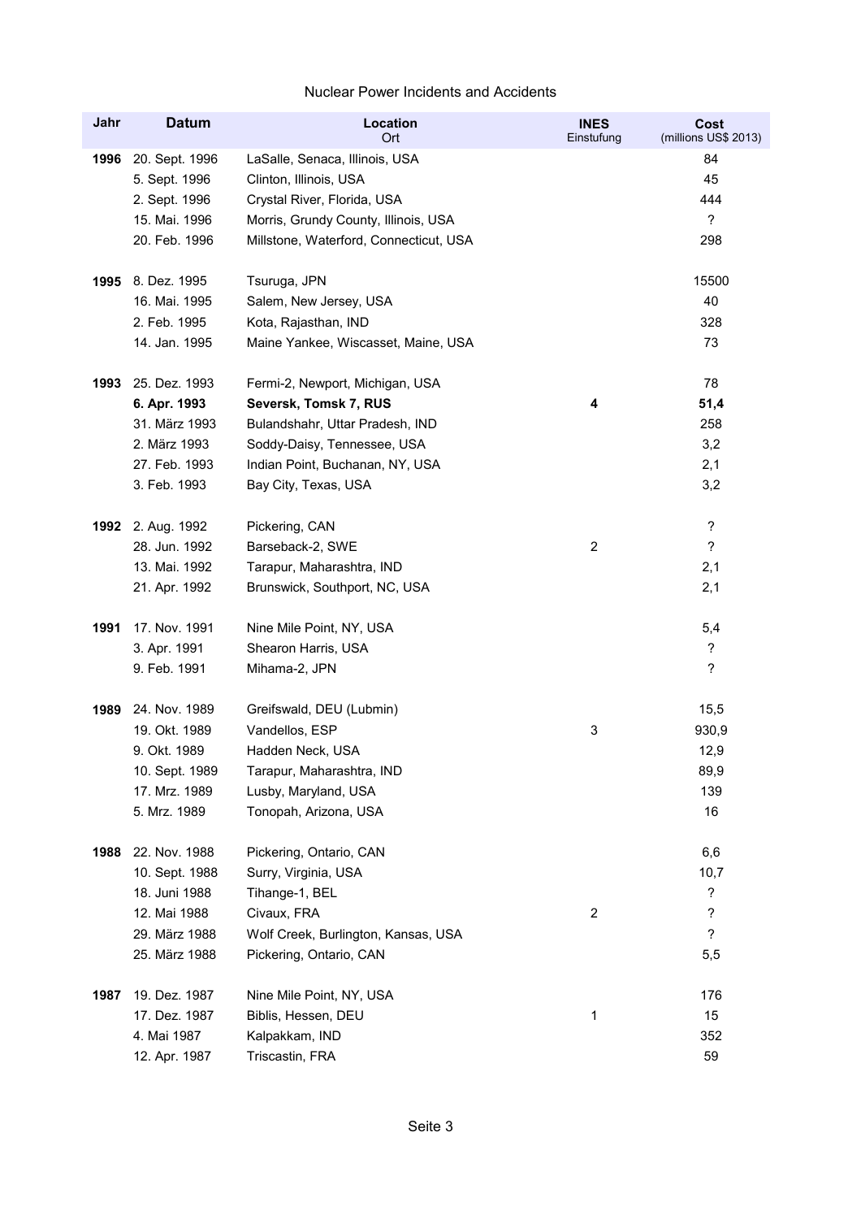Nuclear Power Incidents and Accidents

| Jahr | Datum | Location<br>Ort | INES<br>Einstufung | Cost<br>(millions US$ 2013) |
|---|---|---|---|---|
| **1996** | 20. Sept. 1996 | LaSalle, Senaca, Illinois, USA | | 84 |
| | 5. Sept. 1996 | Clinton, Illinois, USA | | 45 |
| | 2. Sept. 1996 | Crystal River, Florida, USA | | 444 |
| | 15. Mai. 1996 | Morris, Grundy County, Illinois, USA | | ? |
| | 20. Feb. 1996 | Millstone, Waterford, Connecticut, USA | | 298 |
| **1995** | 8. Dez. 1995 | Tsuruga, JPN | | 15500 |
| | 16. Mai. 1995 | Salem, New Jersey, USA | | 40 |
| | 2. Feb. 1995 | Kota, Rajasthan, IND | | 328 |
| | 14. Jan. 1995 | Maine Yankee, Wiscasset, Maine, USA | | 73 |
| **1993** | 25. Dez. 1993 | Fermi-2, Newport, Michigan, USA | | 78 |
| | **6. Apr. 1993** | **Seversk, Tomsk 7, RUS** | **4** | **51,4** |
| | 31. März 1993 | Bulandshahr, Uttar Pradesh, IND | | 258 |
| | 2. März 1993 | Soddy-Daisy, Tennessee, USA | | 3,2 |
| | 27. Feb. 1993 | Indian Point, Buchanan, NY, USA | | 2,1 |
| | 3. Feb. 1993 | Bay City, Texas, USA | | 3,2 |
| **1992** | 2. Aug. 1992 | Pickering, CAN | | ? |
| | 28. Jun. 1992 | Barseback-2, SWE | 2 | ? |
| | 13. Mai. 1992 | Tarapur, Maharashtra, IND | | 2,1 |
| | 21. Apr. 1992 | Brunswick, Southport, NC, USA | | 2,1 |
| **1991** | 17. Nov. 1991 | Nine Mile Point, NY, USA | | 5,4 |
| | 3. Apr. 1991 | Shearon Harris, USA | | ? |
| | 9. Feb. 1991 | Mihama-2, JPN | | ? |
| **1989** | 24. Nov. 1989 | Greifswald, DEU (Lubmin) | | 15,5 |
| | 19. Okt. 1989 | Vandellos, ESP | 3 | 930,9 |
| | 9. Okt. 1989 | Hadden Neck, USA | | 12,9 |
| | 10. Sept. 1989 | Tarapur, Maharashtra, IND | | 89,9 |
| | 17. Mrz. 1989 | Lusby, Maryland, USA | | 139 |
| | 5. Mrz. 1989 | Tonopah, Arizona, USA | | 16 |
| **1988** | 22. Nov. 1988 | Pickering, Ontario, CAN | | 6,6 |
| | 10. Sept. 1988 | Surry, Virginia, USA | | 10,7 |
| | 18. Juni 1988 | Tihange-1, BEL | | ? |
| | 12. Mai 1988 | Civaux, FRA | 2 | ? |
| | 29. März 1988 | Wolf Creek, Burlington, Kansas, USA | | ? |
| | 25. März 1988 | Pickering, Ontario, CAN | | 5,5 |
| **1987** | 19. Dez. 1987 | Nine Mile Point, NY, USA | | 176 |
| | 17. Dez. 1987 | Biblis, Hessen, DEU | 1 | 15 |
| | 4. Mai 1987 | Kalpakkam, IND | | 352 |
| | 12. Apr. 1987 | Triscastin, FRA | | 59 |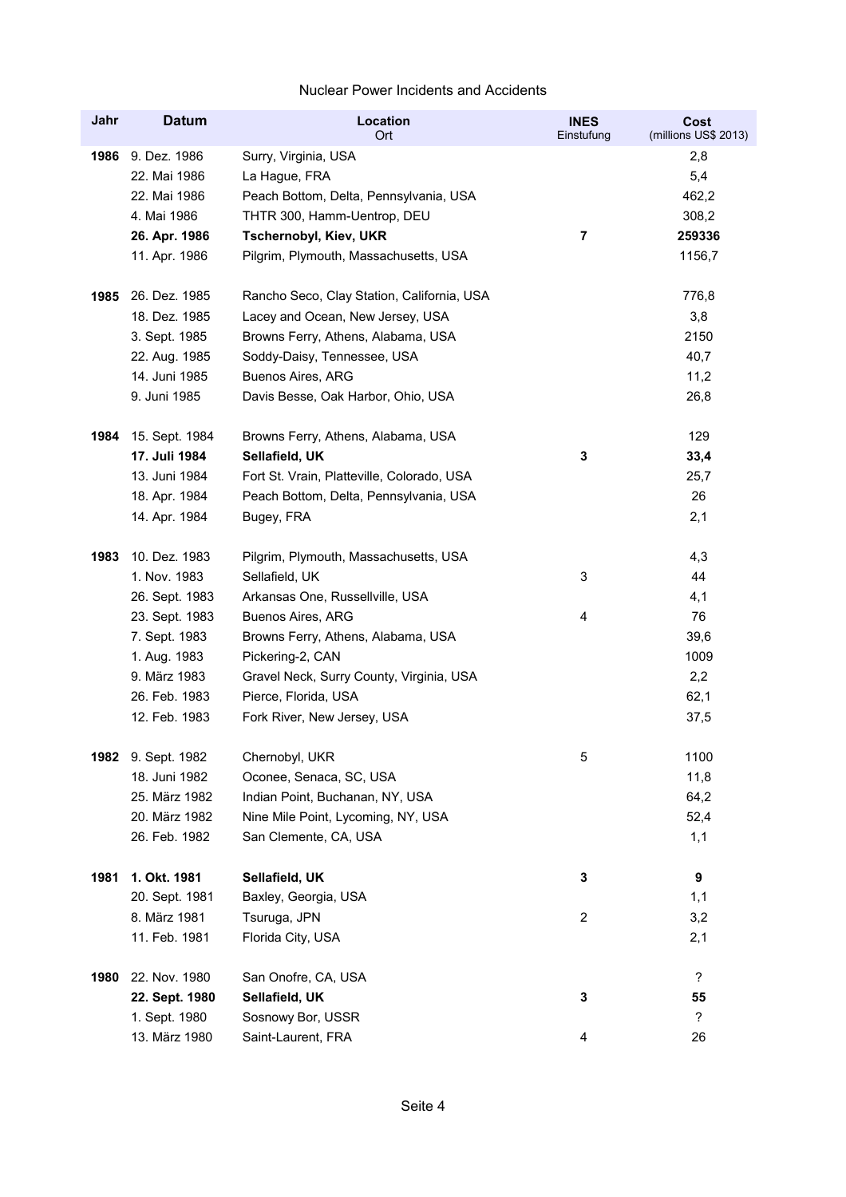## Nuclear Power Incidents and Accidents

| Jahr | Datum | Location<br>Ort | INES<br>Einstufung | Cost<br>(millions US$ 2013) |
|---|---|---|---|---|
| **1986** | 9. Dez. 1986 | Surry, Virginia, USA | | 2,8 |
| | 22. Mai 1986 | La Hague, FRA | | 5,4 |
| | 22. Mai 1986 | Peach Bottom, Delta, Pennsylvania, USA | | 462,2 |
| | 4. Mai 1986 | THTR 300, Hamm-Uentrop, DEU | | 308,2 |
| | **26. Apr. 1986** | **Tschernobyl, Kiev, UKR** | **7** | **259336** |
| | 11. Apr. 1986 | Pilgrim, Plymouth, Massachusetts, USA | | 1156,7 |
| **1985** | 26. Dez. 1985 | Rancho Seco, Clay Station, California, USA | | 776,8 |
| | 18. Dez. 1985 | Lacey and Ocean, New Jersey, USA | | 3,8 |
| | 3. Sept. 1985 | Browns Ferry, Athens, Alabama, USA | | 2150 |
| | 22. Aug. 1985 | Soddy-Daisy, Tennessee, USA | | 40,7 |
| | 14. Juni 1985 | Buenos Aires, ARG | | 11,2 |
| | 9. Juni 1985 | Davis Besse, Oak Harbor, Ohio, USA | | 26,8 |
| **1984** | 15. Sept. 1984 | Browns Ferry, Athens, Alabama, USA | | 129 |
| | **17. Juli 1984** | **Sellafield, UK** | **3** | **33,4** |
| | 13. Juni 1984 | Fort St. Vrain, Platteville, Colorado, USA | | 25,7 |
| | 18. Apr. 1984 | Peach Bottom, Delta, Pennsylvania, USA | | 26 |
| | 14. Apr. 1984 | Bugey, FRA | | 2,1 |
| **1983** | 10. Dez. 1983 | Pilgrim, Plymouth, Massachusetts, USA | | 4,3 |
| | 1. Nov. 1983 | Sellafield, UK | 3 | 44 |
| | 26. Sept. 1983 | Arkansas One, Russellville, USA | | 4,1 |
| | 23. Sept. 1983 | Buenos Aires, ARG | 4 | 76 |
| | 7. Sept. 1983 | Browns Ferry, Athens, Alabama, USA | | 39,6 |
| | 1. Aug. 1983 | Pickering-2, CAN | | 1009 |
| | 9. März 1983 | Gravel Neck, Surry County, Virginia, USA | | 2,2 |
| | 26. Feb. 1983 | Pierce, Florida, USA | | 62,1 |
| | 12. Feb. 1983 | Fork River, New Jersey, USA | | 37,5 |
| **1982** | 9. Sept. 1982 | Chernobyl, UKR | 5 | 1100 |
| | 18. Juni 1982 | Oconee, Senaca, SC, USA | | 11,8 |
| | 25. März 1982 | Indian Point, Buchanan, NY, USA | | 64,2 |
| | 20. März 1982 | Nine Mile Point, Lycoming, NY, USA | | 52,4 |
| | 26. Feb. 1982 | San Clemente, CA, USA | | 1,1 |
| **1981** | **1. Okt. 1981** | **Sellafield, UK** | **3** | **9** |
| | 20. Sept. 1981 | Baxley, Georgia, USA | | 1,1 |
| | 8. März 1981 | Tsuruga, JPN | 2 | 3,2 |
| | 11. Feb. 1981 | Florida City, USA | | 2,1 |
| **1980** | 22. Nov. 1980 | San Onofre, CA, USA | | ? |
| | **22. Sept. 1980** | **Sellafield, UK** | **3** | **55** |
| | 1. Sept. 1980 | Sosnowy Bor, USSR | | ? |
| | 13. März 1980 | Saint-Laurent, FRA | 4 | 26 |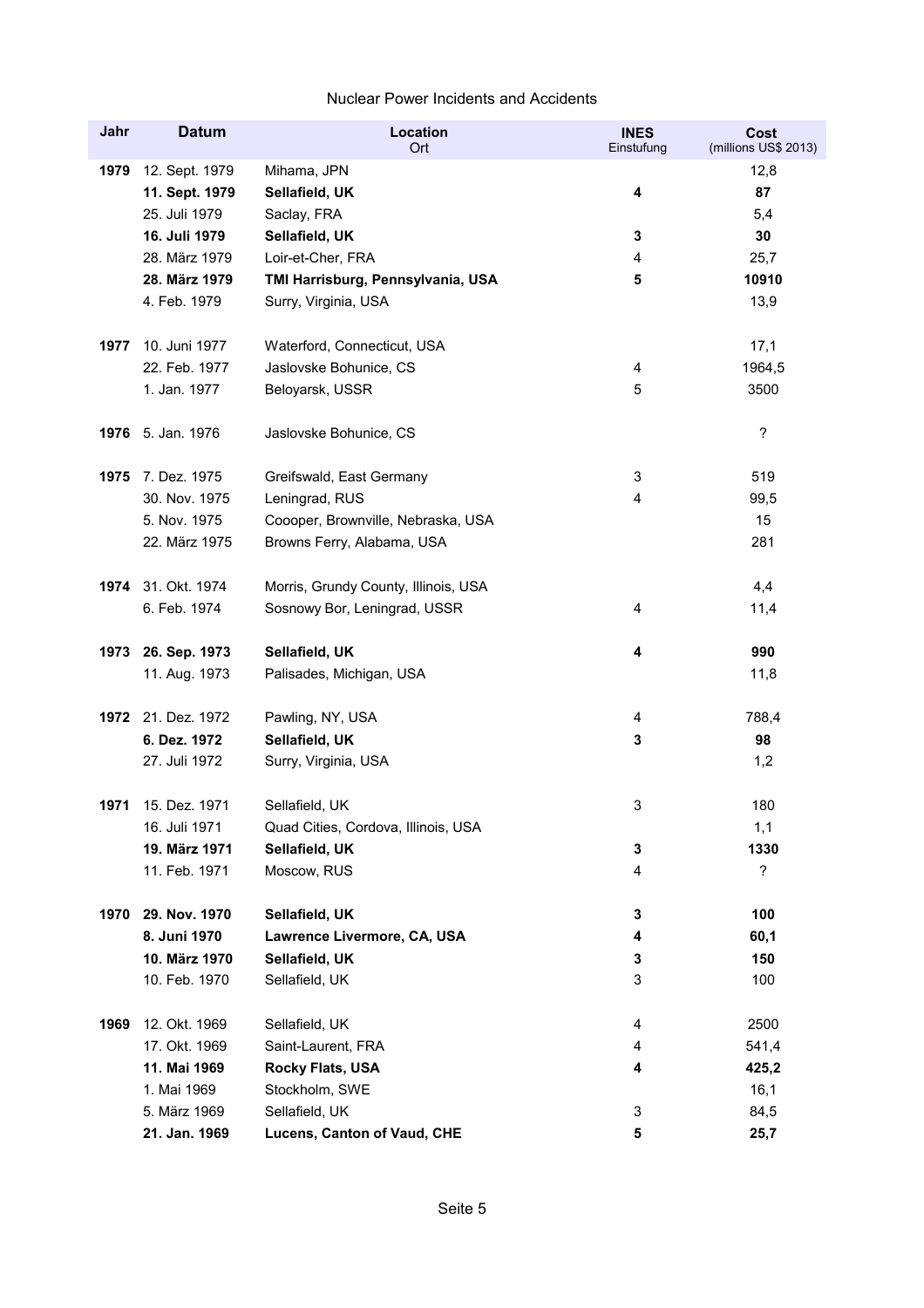## Nuclear Power Incidents and Accidents

| Jahr | Datum | Location Ort | INES Einstufung | Cost (millions US$ 2013) |
|---|---|---|---|---|
| **1979** | 12. Sept. 1979 | Mihama, JPN | | 12,8 |
| | **11. Sept. 1979** | **Sellafield, UK** | **4** | **87** |
| | 25. Juli 1979 | Saclay, FRA | | 5,4 |
| | **16. Juli 1979** | **Sellafield, UK** | **3** | **30** |
| | 28. März 1979 | Loir-et-Cher, FRA | 4 | 25,7 |
| | **28. März 1979** | **TMI Harrisburg, Pennsylvania, USA** | **5** | **10910** |
| | 4. Feb. 1979 | Surry, Virginia, USA | | 13,9 |
| **1977** | 10. Juni 1977 | Waterford, Connecticut, USA | | 17,1 |
| | 22. Feb. 1977 | Jaslovske Bohunice, CS | 4 | 1964,5 |
| | 1. Jan. 1977 | Beloyarsk, USSR | 5 | 3500 |
| **1976** | 5. Jan. 1976 | Jaslovske Bohunice, CS | | ? |
| **1975** | 7. Dez. 1975 | Greifswald, East Germany | 3 | 519 |
| | 30. Nov. 1975 | Leningrad, RUS | 4 | 99,5 |
| | 5. Nov. 1975 | Coooper, Brownville, Nebraska, USA | | 15 |
| | 22. März 1975 | Browns Ferry, Alabama, USA | | 281 |
| **1974** | 31. Okt. 1974 | Morris, Grundy County, Illinois, USA | | 4,4 |
| | 6. Feb. 1974 | Sosnowy Bor, Leningrad, USSR | 4 | 11,4 |
| **1973** | **26. Sep. 1973** | **Sellafield, UK** | **4** | **990** |
| | 11. Aug. 1973 | Palisades, Michigan, USA | | 11,8 |
| **1972** | 21. Dez. 1972 | Pawling, NY, USA | 4 | 788,4 |
| | **6. Dez. 1972** | **Sellafield, UK** | **3** | **98** |
| | 27. Juli 1972 | Surry, Virginia, USA | | 1,2 |
| **1971** | 15. Dez. 1971 | Sellafield, UK | 3 | 180 |
| | 16. Juli 1971 | Quad Cities, Cordova, Illinois, USA | | 1,1 |
| | **19. März 1971** | **Sellafield, UK** | **3** | **1330** |
| | 11. Feb. 1971 | Moscow, RUS | 4 | ? |
| **1970** | **29. Nov. 1970** | **Sellafield, UK** | **3** | **100** |
| | **8. Juni 1970** | **Lawrence Livermore, CA, USA** | **4** | **60,1** |
| | **10. März 1970** | **Sellafield, UK** | **3** | **150** |
| | 10. Feb. 1970 | Sellafield, UK | 3 | 100 |
| **1969** | 12. Okt. 1969 | Sellafield, UK | 4 | 2500 |
| | 17. Okt. 1969 | Saint-Laurent, FRA | 4 | 541,4 |
| | **11. Mai 1969** | **Rocky Flats, USA** | **4** | **425,2** |
| | 1. Mai 1969 | Stockholm, SWE | | 16,1 |
| | 5. März 1969 | Sellafield, UK | 3 | 84,5 |
| | **21. Jan. 1969** | **Lucens, Canton of Vaud, CHE** | **5** | **25,7** |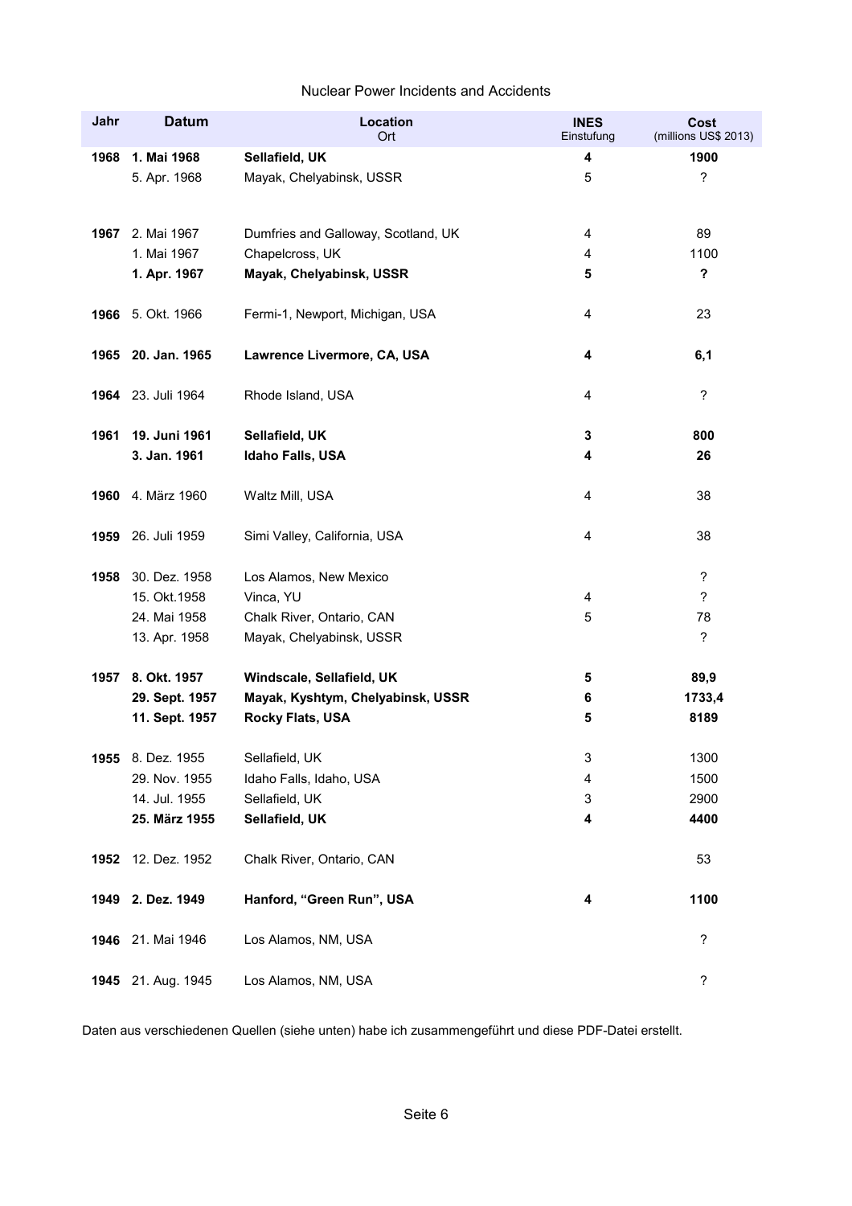Nuclear Power Incidents and Accidents

| Jahr | Datum | Location Ort | INES Einstufung | Cost (millions US$ 2013) |
|---|---|---|---|---|
| **1968** | **1. Mai 1968** | **Sellafield, UK** | **4** | **1900** |
| | 5. Apr. 1968 | Mayak, Chelyabinsk, USSR | 5 | ? |
| **1967** | 2. Mai 1967 | Dumfries and Galloway, Scotland, UK | 4 | 89 |
| | 1. Mai 1967 | Chapelcross, UK | 4 | 1100 |
| | **1. Apr. 1967** | **Mayak, Chelyabinsk, USSR** | **5** | **?** |
| **1966** | 5. Okt. 1966 | Fermi-1, Newport, Michigan, USA | 4 | 23 |
| **1965** | **20. Jan. 1965** | **Lawrence Livermore, CA, USA** | **4** | **6,1** |
| **1964** | 23. Juli 1964 | Rhode Island, USA | 4 | ? |
| **1961** | **19. Juni 1961** | **Sellafield, UK** | **3** | **800** |
| | **3. Jan. 1961** | **Idaho Falls, USA** | **4** | **26** |
| **1960** | 4. März 1960 | Waltz Mill, USA | 4 | 38 |
| **1959** | 26. Juli 1959 | Simi Valley, California, USA | 4 | 38 |
| **1958** | 30. Dez. 1958 | Los Alamos, New Mexico | | ? |
| | 15. Okt.1958 | Vinca, YU | 4 | ? |
| | 24. Mai 1958 | Chalk River, Ontario, CAN | 5 | 78 |
| | 13. Apr. 1958 | Mayak, Chelyabinsk, USSR | | ? |
| **1957** | **8. Okt. 1957** | **Windscale, Sellafield, UK** | **5** | **89,9** |
| | **29. Sept. 1957** | **Mayak, Kyshtym, Chelyabinsk, USSR** | **6** | **1733,4** |
| | **11. Sept. 1957** | **Rocky Flats, USA** | **5** | **8189** |
| **1955** | 8. Dez. 1955 | Sellafield, UK | 3 | 1300 |
| | 29. Nov. 1955 | Idaho Falls, Idaho, USA | 4 | 1500 |
| | 14. Jul. 1955 | Sellafield, UK | 3 | 2900 |
| | **25. März 1955** | **Sellafield, UK** | **4** | **4400** |
| **1952** | 12. Dez. 1952 | Chalk River, Ontario, CAN | | 53 |
| **1949** | **2. Dez. 1949** | **Hanford, “Green Run”, USA** | **4** | **1100** |
| **1946** | 21. Mai 1946 | Los Alamos, NM, USA | | ? |
| **1945** | 21. Aug. 1945 | Los Alamos, NM, USA | | ? |

Daten aus verschiedenen Quellen (siehe unten) habe ich zusammengeführt und diese PDF-Datei erstellt.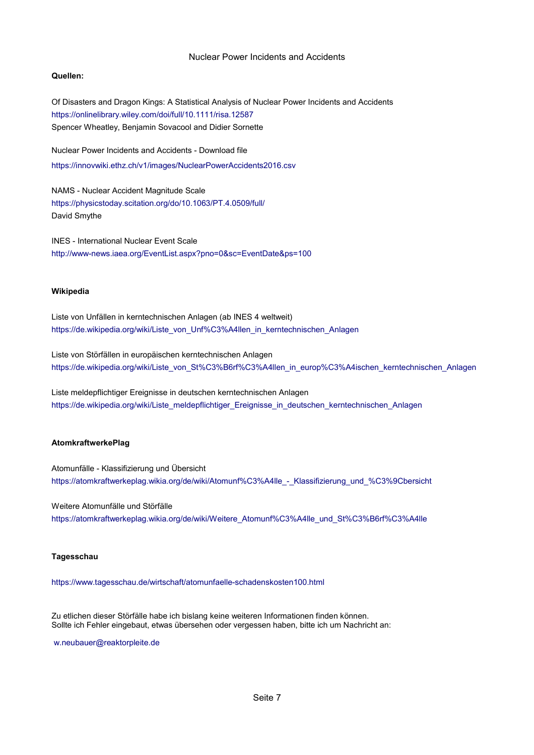Nuclear Power Incidents and Accidents

**Quellen:**

Of Disasters and Dragon Kings: A Statistical Analysis of Nuclear Power Incidents and Accidents
https://onlinelibrary.wiley.com/doi/full/10.1111/risa.12587
Spencer Wheatley, Benjamin Sovacool and Didier Sornette

Nuclear Power Incidents and Accidents - Download file
https://innovwiki.ethz.ch/v1/images/NuclearPowerAccidents2016.csv

NAMS - Nuclear Accident Magnitude Scale
https://physicstoday.scitation.org/do/10.1063/PT.4.0509/full/
David Smythe

INES - International Nuclear Event Scale
http://www-news.iaea.org/EventList.aspx?pno=0&sc=EventDate&ps=100

**Wikipedia**

Liste von Unfällen in kerntechnischen Anlagen (ab INES 4 weltweit)
https://de.wikipedia.org/wiki/Liste_von_Unf%C3%A4llen_in_kerntechnischen_Anlagen

Liste von Störfällen in europäischen kerntechnischen Anlagen
https://de.wikipedia.org/wiki/Liste_von_St%C3%B6rf%C3%A4llen_in_europ%C3%A4ischen_kerntechnischen_Anlagen

Liste meldepflichtiger Ereignisse in deutschen kerntechnischen Anlagen
https://de.wikipedia.org/wiki/Liste_meldepflichtiger_Ereignisse_in_deutschen_kerntechnischen_Anlagen

**AtomkraftwerkePlag**

Atomunfälle - Klassifizierung und Übersicht
https://atomkraftwerkeplag.wikia.org/de/wiki/Atomunf%C3%A4lle_-_Klassifizierung_und_%C3%9Cbersicht

Weitere Atomunfälle und Störfälle
https://atomkraftwerkeplag.wikia.org/de/wiki/Weitere_Atomunf%C3%A4lle_und_St%C3%B6rf%C3%A4lle

**Tagesschau**

https://www.tagesschau.de/wirtschaft/atomunfaelle-schadenskosten100.html

Zu etlichen dieser Störfälle habe ich bislang keine weiteren Informationen finden können.
Sollte ich Fehler eingebaut, etwas übersehen oder vergessen haben, bitte ich um Nachricht an:

w.neubauer@reaktorpleite.de